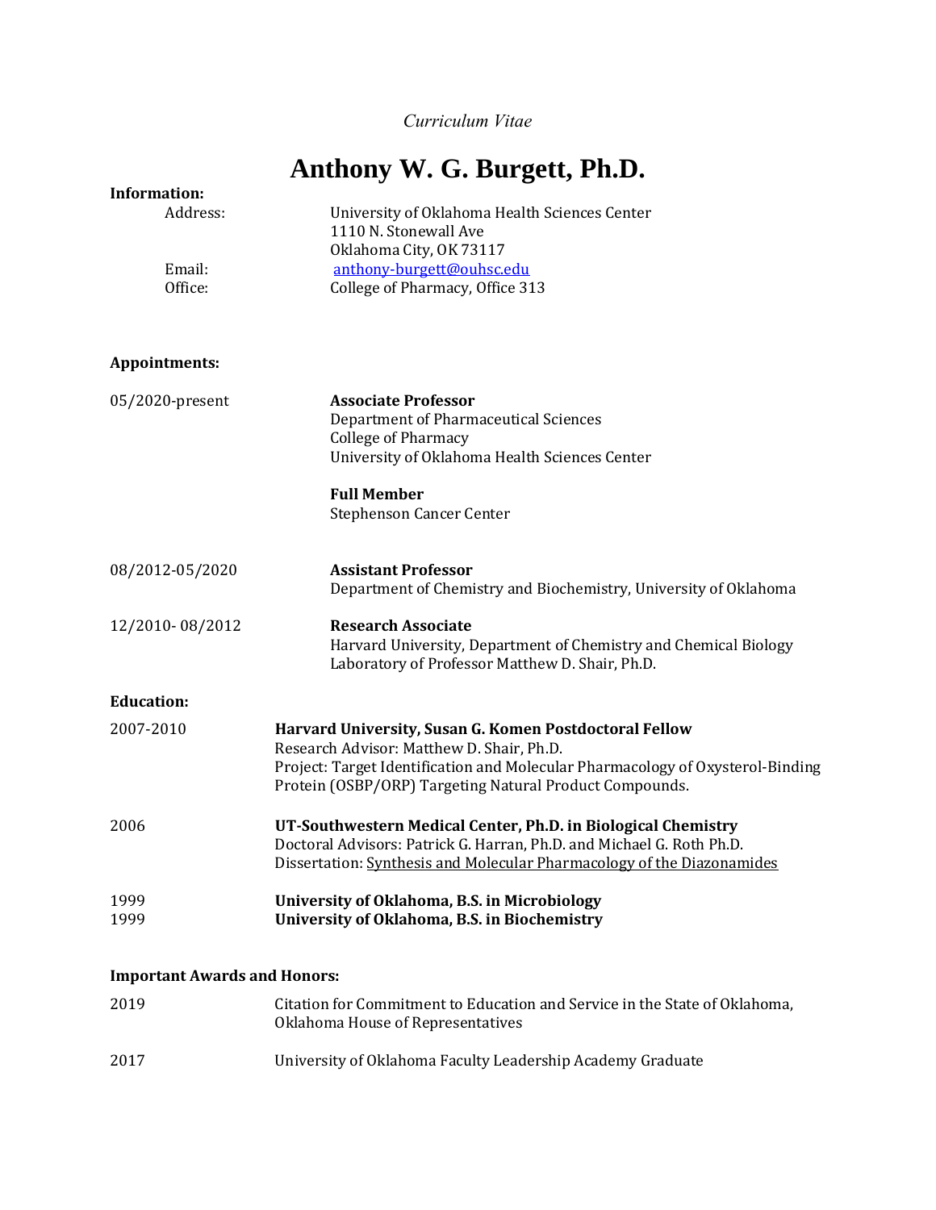*Curriculum Vitae*

# Anthony W. G. Burgett, Ph.D.

**Information:**

Address: University of Oklahoma Health Sciences Center
1110 N. Stonewall Ave
Oklahoma City, OK 73117

Email: anthony-burgett@ouhsc.edu

Office: College of Pharmacy, Office 313

**Appointments:**

05/2020-present
**Associate Professor**
Department of Pharmaceutical Sciences
College of Pharmacy
University of Oklahoma Health Sciences Center

**Full Member**
Stephenson Cancer Center

08/2012-05/2020
**Assistant Professor**
Department of Chemistry and Biochemistry, University of Oklahoma

12/2010- 08/2012
**Research Associate**
Harvard University, Department of Chemistry and Chemical Biology
Laboratory of Professor Matthew D. Shair, Ph.D.

**Education:**

2007-2010
**Harvard University, Susan G. Komen Postdoctoral Fellow**
Research Advisor: Matthew D. Shair, Ph.D.
Project: Target Identification and Molecular Pharmacology of Oxysterol-Binding Protein (OSBP/ORP) Targeting Natural Product Compounds.

2006
**UT-Southwestern Medical Center, Ph.D. in Biological Chemistry**
Doctoral Advisors: Patrick G. Harran, Ph.D. and Michael G. Roth Ph.D.
Dissertation: Synthesis and Molecular Pharmacology of the Diazonamides

1999 **University of Oklahoma, B.S. in Microbiology**
1999 **University of Oklahoma, B.S. in Biochemistry**

**Important Awards and Honors:**

2019
Citation for Commitment to Education and Service in the State of Oklahoma, Oklahoma House of Representatives

2017
University of Oklahoma Faculty Leadership Academy Graduate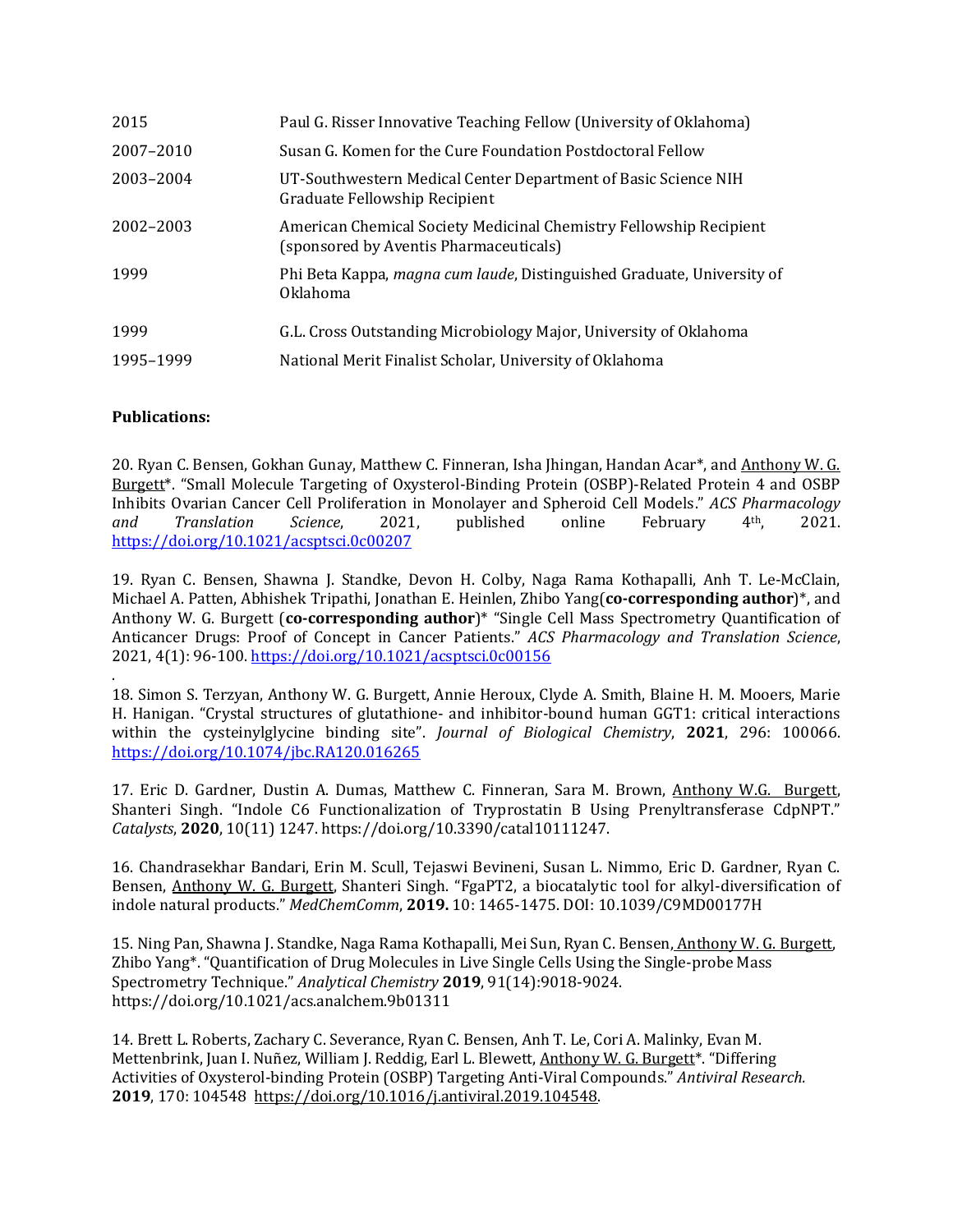| | |
|---|---|
| 2015 | Paul G. Risser Innovative Teaching Fellow (University of Oklahoma) |
| 2007–2010 | Susan G. Komen for the Cure Foundation Postdoctoral Fellow |
| 2003–2004 | UT-Southwestern Medical Center Department of Basic Science NIH Graduate Fellowship Recipient |
| 2002–2003 | American Chemical Society Medicinal Chemistry Fellowship Recipient (sponsored by Aventis Pharmaceuticals) |
| 1999 | Phi Beta Kappa, *magna cum laude*, Distinguished Graduate, University of Oklahoma |
| 1999 | G.L. Cross Outstanding Microbiology Major, University of Oklahoma |
| 1995–1999 | National Merit Finalist Scholar, University of Oklahoma |

**Publications:**

20. Ryan C. Bensen, Gokhan Gunay, Matthew C. Finneran, Isha Jhingan, Handan Acar*, and Anthony W. G. Burgett*. "Small Molecule Targeting of Oxysterol-Binding Protein (OSBP)-Related Protein 4 and OSBP Inhibits Ovarian Cancer Cell Proliferation in Monolayer and Spheroid Cell Models." *ACS Pharmacology and Translation Science*, 2021, published online February 4th, 2021. https://doi.org/10.1021/acsptsci.0c00207

19. Ryan C. Bensen, Shawna J. Standke, Devon H. Colby, Naga Rama Kothapalli, Anh T. Le-McClain, Michael A. Patten, Abhishek Tripathi, Jonathan E. Heinlen, Zhibo Yang(**co-corresponding author**)*, and Anthony W. G. Burgett (**co-corresponding author**)* "Single Cell Mass Spectrometry Quantification of Anticancer Drugs: Proof of Concept in Cancer Patients." *ACS Pharmacology and Translation Science*, 2021, 4(1): 96-100. https://doi.org/10.1021/acsptsci.0c00156

.

18. Simon S. Terzyan, Anthony W. G. Burgett, Annie Heroux, Clyde A. Smith, Blaine H. M. Mooers, Marie H. Hanigan. "Crystal structures of glutathione- and inhibitor-bound human GGT1: critical interactions within the cysteinylglycine binding site". *Journal of Biological Chemistry*, **2021**, 296: 100066. https://doi.org/10.1074/jbc.RA120.016265

17. Eric D. Gardner, Dustin A. Dumas, Matthew C. Finneran, Sara M. Brown, Anthony W.G. Burgett, Shanteri Singh. "Indole C6 Functionalization of Tryprostatin B Using Prenyltransferase CdpNPT." *Catalysts*, **2020**, 10(11) 1247. https://doi.org/10.3390/catal10111247.

16. Chandrasekhar Bandari, Erin M. Scull, Tejaswi Bevineni, Susan L. Nimmo, Eric D. Gardner, Ryan C. Bensen, Anthony W. G. Burgett, Shanteri Singh. "FgaPT2, a biocatalytic tool for alkyl-diversification of indole natural products." *MedChemComm*, **2019.** 10: 1465-1475. DOI: 10.1039/C9MD00177H

15. Ning Pan, Shawna J. Standke, Naga Rama Kothapalli, Mei Sun, Ryan C. Bensen, Anthony W. G. Burgett, Zhibo Yang*. "Quantification of Drug Molecules in Live Single Cells Using the Single-probe Mass Spectrometry Technique." *Analytical Chemistry* **2019**, 91(14):9018-9024. https://doi.org/10.1021/acs.analchem.9b01311

14. Brett L. Roberts, Zachary C. Severance, Ryan C. Bensen, Anh T. Le, Cori A. Malinky, Evan M. Mettenbrink, Juan I. Nuñez, William J. Reddig, Earl L. Blewett, Anthony W. G. Burgett*. "Differing Activities of Oxysterol-binding Protein (OSBP) Targeting Anti-Viral Compounds." *Antiviral Research.* **2019**, 170: 104548 https://doi.org/10.1016/j.antiviral.2019.104548.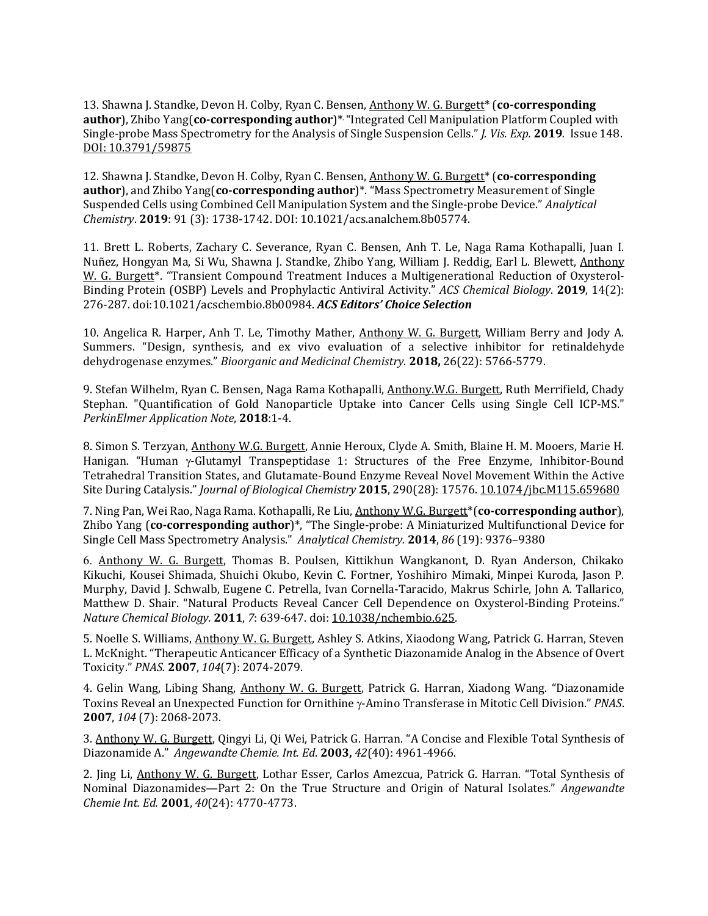13. Shawna J. Standke, Devon H. Colby, Ryan C. Bensen, Anthony W. G. Burgett* (**co-corresponding author**), Zhibo Yang(**co-corresponding author**)*. "Integrated Cell Manipulation Platform Coupled with Single-probe Mass Spectrometry for the Analysis of Single Suspension Cells." *J. Vis. Exp.* **2019**. Issue 148. DOI: 10.3791/59875

12. Shawna J. Standke, Devon H. Colby, Ryan C. Bensen, Anthony W. G. Burgett* (**co-corresponding author**), and Zhibo Yang(**co-corresponding author**)*. "Mass Spectrometry Measurement of Single Suspended Cells using Combined Cell Manipulation System and the Single-probe Device." *Analytical Chemistry*. **2019**: 91 (3): 1738-1742. DOI: 10.1021/acs.analchem.8b05774.

11. Brett L. Roberts, Zachary C. Severance, Ryan C. Bensen, Anh T. Le, Naga Rama Kothapalli, Juan I. Nuñez, Hongyan Ma, Si Wu, Shawna J. Standke, Zhibo Yang, William J. Reddig, Earl L. Blewett, Anthony W. G. Burgett*. "Transient Compound Treatment Induces a Multigenerational Reduction of Oxysterol-Binding Protein (OSBP) Levels and Prophylactic Antiviral Activity." *ACS Chemical Biology*. **2019**, 14(2): 276-287. doi:10.1021/acschembio.8b00984. ***ACS Editors' Choice Selection***

10. Angelica R. Harper, Anh T. Le, Timothy Mather, Anthony W. G. Burgett, William Berry and Jody A. Summers. "Design, synthesis, and ex vivo evaluation of a selective inhibitor for retinaldehyde dehydrogenase enzymes." *Bioorganic and Medicinal Chemistry.* **2018,** 26(22): 5766-5779.

9. Stefan Wilhelm, Ryan C. Bensen, Naga Rama Kothapalli, Anthony.W.G. Burgett, Ruth Merrifield, Chady Stephan. "Quantification of Gold Nanoparticle Uptake into Cancer Cells using Single Cell ICP-MS." *PerkinElmer Application Note*, **2018**:1-4.

8. Simon S. Terzyan, Anthony W.G. Burgett, Annie Heroux, Clyde A. Smith, Blaine H. M. Mooers, Marie H. Hanigan. "Human γ-Glutamyl Transpeptidase 1: Structures of the Free Enzyme, Inhibitor-Bound Tetrahedral Transition States, and Glutamate-Bound Enzyme Reveal Novel Movement Within the Active Site During Catalysis." *Journal of Biological Chemistry* **2015**, 290(28): 17576. 10.1074/jbc.M115.659680

7. Ning Pan, Wei Rao, Naga Rama. Kothapalli, Re Liu, Anthony W.G. Burgett*(**co-corresponding author**), Zhibo Yang (**co-corresponding author**)*, "The Single-probe: A Miniaturized Multifunctional Device for Single Cell Mass Spectrometry Analysis." *Analytical Chemistry.* **2014**, *86* (19): 9376–9380

6. Anthony W. G. Burgett, Thomas B. Poulsen, Kittikhun Wangkanont, D. Ryan Anderson, Chikako Kikuchi, Kousei Shimada, Shuichi Okubo, Kevin C. Fortner, Yoshihiro Mimaki, Minpei Kuroda, Jason P. Murphy, David J. Schwalb, Eugene C. Petrella, Ivan Cornella-Taracido, Makrus Schirle, John A. Tallarico, Matthew D. Shair. "Natural Products Reveal Cancer Cell Dependence on Oxysterol-Binding Proteins." *Nature Chemical Biology.* **2011**, *7*: 639-647. doi: 10.1038/nchembio.625.

5. Noelle S. Williams, Anthony W. G. Burgett, Ashley S. Atkins, Xiaodong Wang, Patrick G. Harran, Steven L. McKnight. "Therapeutic Anticancer Efficacy of a Synthetic Diazonamide Analog in the Absence of Overt Toxicity." *PNAS.* **2007**, *104*(7): 2074-2079.

4. Gelin Wang, Libing Shang, Anthony W. G. Burgett, Patrick G. Harran, Xiaodong Wang. "Diazonamide Toxins Reveal an Unexpected Function for Ornithine γ-Amino Transferase in Mitotic Cell Division." *PNAS*. **2007**, *104* (7): 2068-2073.

3. Anthony W. G. Burgett, Qingyi Li, Qi Wei, Patrick G. Harran. "A Concise and Flexible Total Synthesis of Diazonamide A." *Angewandte Chemie. Int. Ed*. **2003,** *42*(40): 4961-4966.

2. Jing Li, Anthony W. G. Burgett, Lothar Esser, Carlos Amezcua, Patrick G. Harran. "Total Synthesis of Nominal Diazonamides—Part 2: On the True Structure and Origin of Natural Isolates." *Angewandte Chemie Int. Ed.* **2001**, *40*(24): 4770-4773.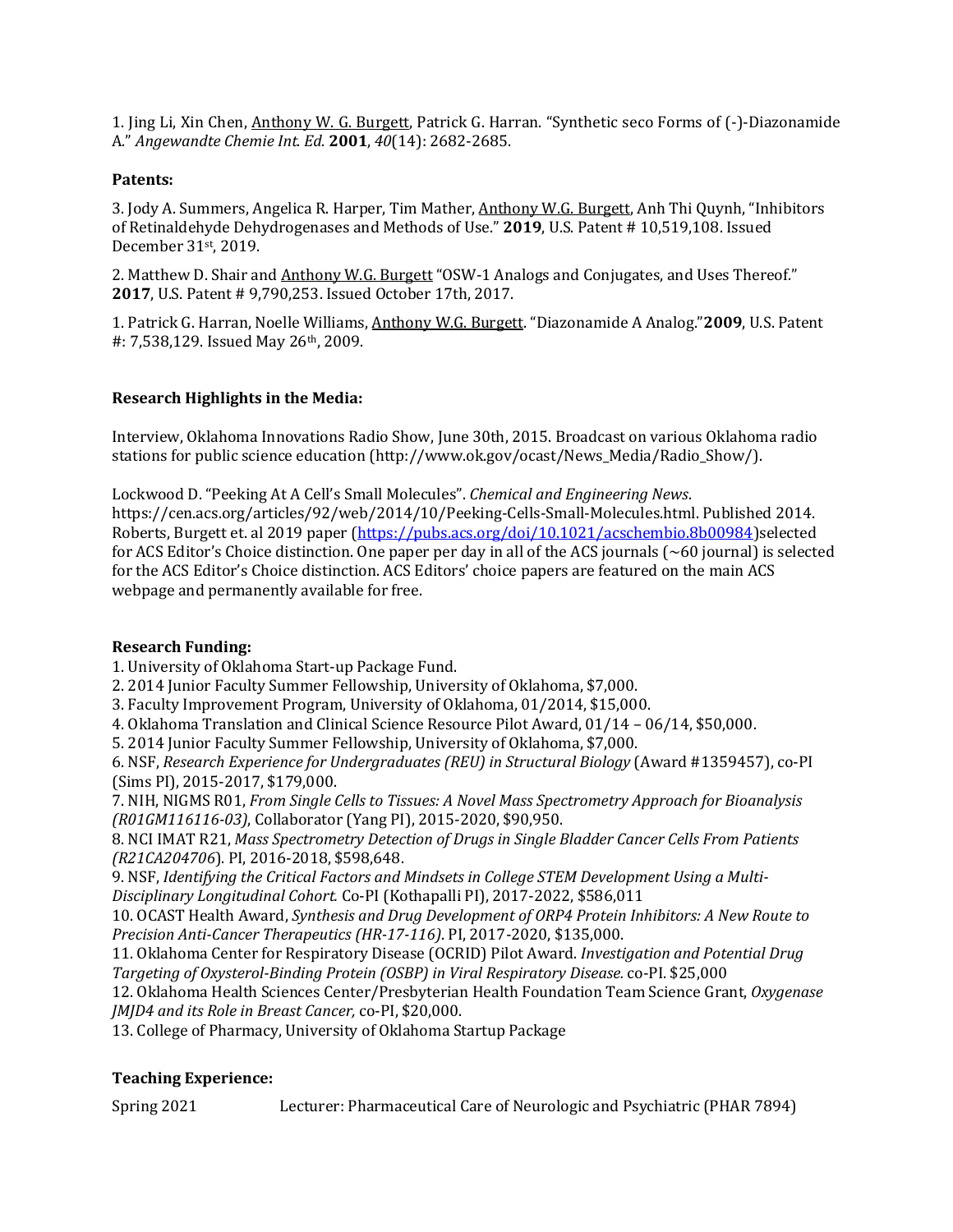1. Jing Li, Xin Chen, Anthony W. G. Burgett, Patrick G. Harran. "Synthetic seco Forms of (-)-Diazonamide A." *Angewandte Chemie Int. Ed.* **2001**, *40*(14): 2682-2685.

**Patents:**

3. Jody A. Summers, Angelica R. Harper, Tim Mather, Anthony W.G. Burgett, Anh Thi Quynh, "Inhibitors of Retinaldehyde Dehydrogenases and Methods of Use." **2019**, U.S. Patent # 10,519,108. Issued December 31st, 2019.

2. Matthew D. Shair and Anthony W.G. Burgett "OSW-1 Analogs and Conjugates, and Uses Thereof." **2017**, U.S. Patent # 9,790,253. Issued October 17th, 2017.

1. Patrick G. Harran, Noelle Williams, Anthony W.G. Burgett. "Diazonamide A Analog."**2009**, U.S. Patent #: 7,538,129. Issued May 26th, 2009.

**Research Highlights in the Media:**

Interview, Oklahoma Innovations Radio Show, June 30th, 2015. Broadcast on various Oklahoma radio stations for public science education (http://www.ok.gov/ocast/News_Media/Radio_Show/).

Lockwood D. "Peeking At A Cell's Small Molecules". *Chemical and Engineering News*. https://cen.acs.org/articles/92/web/2014/10/Peeking-Cells-Small-Molecules.html. Published 2014. Roberts, Burgett et. al 2019 paper (https://pubs.acs.org/doi/10.1021/acschembio.8b00984)selected for ACS Editor's Choice distinction. One paper per day in all of the ACS journals (~60 journal) is selected for the ACS Editor's Choice distinction. ACS Editors' choice papers are featured on the main ACS webpage and permanently available for free.

**Research Funding:**

1. University of Oklahoma Start-up Package Fund.
2. 2014 Junior Faculty Summer Fellowship, University of Oklahoma, $7,000.
3. Faculty Improvement Program, University of Oklahoma, 01/2014, $15,000.
4. Oklahoma Translation and Clinical Science Resource Pilot Award, 01/14 – 06/14, $50,000.
5. 2014 Junior Faculty Summer Fellowship, University of Oklahoma, $7,000.
6. NSF, *Research Experience for Undergraduates (REU) in Structural Biology* (Award #1359457), co-PI (Sims PI), 2015-2017, $179,000.
7. NIH, NIGMS R01, *From Single Cells to Tissues: A Novel Mass Spectrometry Approach for Bioanalysis (R01GM116116-03)*, Collaborator (Yang PI), 2015-2020, $90,950.
8. NCI IMAT R21, *Mass Spectrometry Detection of Drugs in Single Bladder Cancer Cells From Patients (R21CA204706*). PI, 2016-2018, $598,648.
9. NSF, *Identifying the Critical Factors and Mindsets in College STEM Development Using a Multi-Disciplinary Longitudinal Cohort.* Co-PI (Kothapalli PI), 2017-2022, $586,011
10. OCAST Health Award, *Synthesis and Drug Development of ORP4 Protein Inhibitors: A New Route to Precision Anti-Cancer Therapeutics (HR-17-116)*. PI, 2017-2020, $135,000.
11. Oklahoma Center for Respiratory Disease (OCRID) Pilot Award. *Investigation and Potential Drug Targeting of Oxysterol-Binding Protein (OSBP) in Viral Respiratory Disease.* co-PI. $25,000
12. Oklahoma Health Sciences Center/Presbyterian Health Foundation Team Science Grant, *Oxygenase JMJD4 and its Role in Breast Cancer,* co-PI, $20,000.
13. College of Pharmacy, University of Oklahoma Startup Package

**Teaching Experience:**

Spring 2021 Lecturer: Pharmaceutical Care of Neurologic and Psychiatric (PHAR 7894)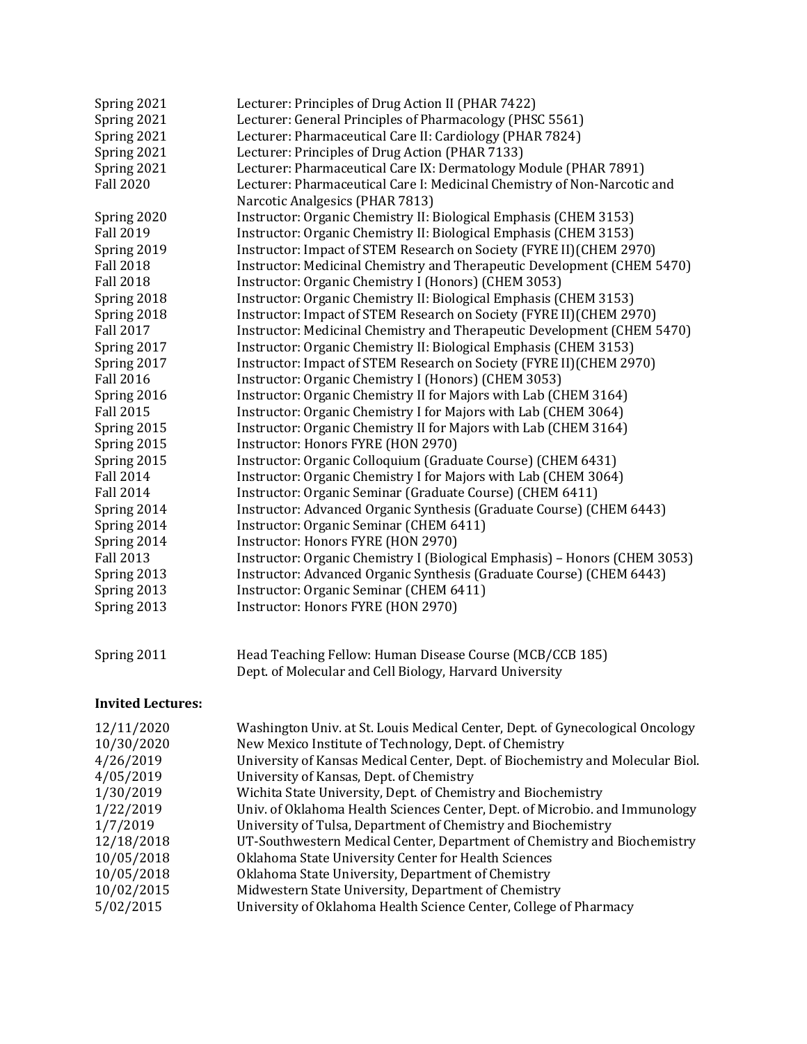| | |
|---|---|
| Spring 2021 | Lecturer: Principles of Drug Action II (PHAR 7422) |
| Spring 2021 | Lecturer: General Principles of Pharmacology (PHSC 5561) |
| Spring 2021 | Lecturer: Pharmaceutical Care II: Cardiology (PHAR 7824) |
| Spring 2021 | Lecturer: Principles of Drug Action (PHAR 7133) |
| Spring 2021 | Lecturer: Pharmaceutical Care IX: Dermatology Module (PHAR 7891) |
| Fall 2020 | Lecturer: Pharmaceutical Care I: Medicinal Chemistry of Non-Narcotic and Narcotic Analgesics (PHAR 7813) |
| Spring 2020 | Instructor: Organic Chemistry II: Biological Emphasis (CHEM 3153) |
| Fall 2019 | Instructor: Organic Chemistry II: Biological Emphasis (CHEM 3153) |
| Spring 2019 | Instructor: Impact of STEM Research on Society (FYRE II)(CHEM 2970) |
| Fall 2018 | Instructor: Medicinal Chemistry and Therapeutic Development (CHEM 5470) |
| Fall 2018 | Instructor: Organic Chemistry I (Honors) (CHEM 3053) |
| Spring 2018 | Instructor: Organic Chemistry II: Biological Emphasis (CHEM 3153) |
| Spring 2018 | Instructor: Impact of STEM Research on Society (FYRE II)(CHEM 2970) |
| Fall 2017 | Instructor: Medicinal Chemistry and Therapeutic Development (CHEM 5470) |
| Spring 2017 | Instructor: Organic Chemistry II: Biological Emphasis (CHEM 3153) |
| Spring 2017 | Instructor: Impact of STEM Research on Society (FYRE II)(CHEM 2970) |
| Fall 2016 | Instructor: Organic Chemistry I (Honors) (CHEM 3053) |
| Spring 2016 | Instructor: Organic Chemistry II for Majors with Lab (CHEM 3164) |
| Fall 2015 | Instructor: Organic Chemistry I for Majors with Lab (CHEM 3064) |
| Spring 2015 | Instructor: Organic Chemistry II for Majors with Lab (CHEM 3164) |
| Spring 2015 | Instructor: Honors FYRE (HON 2970) |
| Spring 2015 | Instructor: Organic Colloquium (Graduate Course) (CHEM 6431) |
| Fall 2014 | Instructor: Organic Chemistry I for Majors with Lab (CHEM 3064) |
| Fall 2014 | Instructor: Organic Seminar (Graduate Course) (CHEM 6411) |
| Spring 2014 | Instructor: Advanced Organic Synthesis (Graduate Course) (CHEM 6443) |
| Spring 2014 | Instructor: Organic Seminar (CHEM 6411) |
| Spring 2014 | Instructor: Honors FYRE (HON 2970) |
| Fall 2013 | Instructor: Organic Chemistry I (Biological Emphasis) – Honors (CHEM 3053) |
| Spring 2013 | Instructor: Advanced Organic Synthesis (Graduate Course) (CHEM 6443) |
| Spring 2013 | Instructor: Organic Seminar (CHEM 6411) |
| Spring 2013 | Instructor: Honors FYRE (HON 2970) |
| | |
| Spring 2011 | Head Teaching Fellow: Human Disease Course (MCB/CCB 185) Dept. of Molecular and Cell Biology, Harvard University |

**Invited Lectures:**

| | |
|---|---|
| 12/11/2020 | Washington Univ. at St. Louis Medical Center, Dept. of Gynecological Oncology |
| 10/30/2020 | New Mexico Institute of Technology, Dept. of Chemistry |
| 4/26/2019 | University of Kansas Medical Center, Dept. of Biochemistry and Molecular Biol. |
| 4/05/2019 | University of Kansas, Dept. of Chemistry |
| 1/30/2019 | Wichita State University, Dept. of Chemistry and Biochemistry |
| 1/22/2019 | Univ. of Oklahoma Health Sciences Center, Dept. of Microbio. and Immunology |
| 1/7/2019 | University of Tulsa, Department of Chemistry and Biochemistry |
| 12/18/2018 | UT-Southwestern Medical Center, Department of Chemistry and Biochemistry |
| 10/05/2018 | Oklahoma State University Center for Health Sciences |
| 10/05/2018 | Oklahoma State University, Department of Chemistry |
| 10/02/2015 | Midwestern State University, Department of Chemistry |
| 5/02/2015 | University of Oklahoma Health Science Center, College of Pharmacy |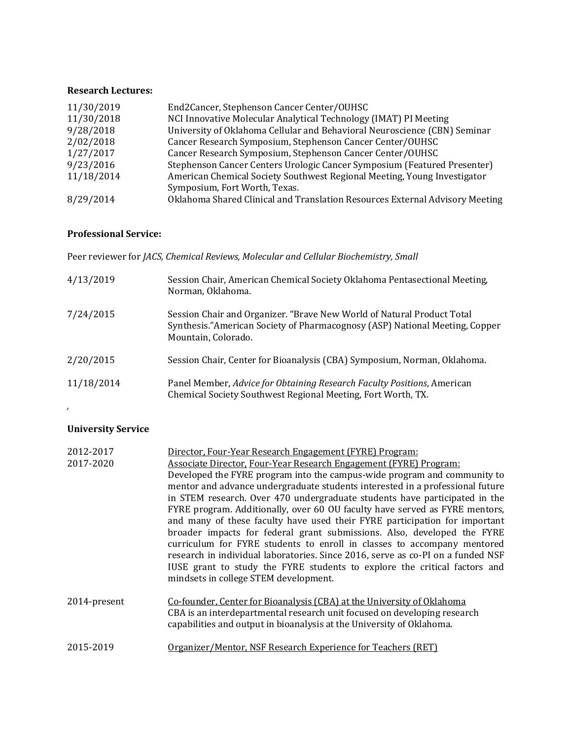**Research Lectures:**

| | |
|---|---|
| 11/30/2019 | End2Cancer, Stephenson Cancer Center/OUHSC |
| 11/30/2018 | NCI Innovative Molecular Analytical Technology (IMAT) PI Meeting |
| 9/28/2018 | University of Oklahoma Cellular and Behavioral Neuroscience (CBN) Seminar |
| 2/02/2018 | Cancer Research Symposium, Stephenson Cancer Center/OUHSC |
| 1/27/2017 | Cancer Research Symposium, Stephenson Cancer Center/OUHSC |
| 9/23/2016 | Stephenson Cancer Centers Urologic Cancer Symposium (Featured Presenter) |
| 11/18/2014 | American Chemical Society Southwest Regional Meeting, Young Investigator Symposium, Fort Worth, Texas. |
| 8/29/2014 | Oklahoma Shared Clinical and Translation Resources External Advisory Meeting |

**Professional Service:**

Peer reviewer for *JACS, Chemical Reviews, Molecular and Cellular Biochemistry, Small*

| | |
|---|---|
| 4/13/2019 | Session Chair, American Chemical Society Oklahoma Pentasectional Meeting, Norman, Oklahoma. |
| 7/24/2015 | Session Chair and Organizer. "Brave New World of Natural Product Total Synthesis."American Society of Pharmacognosy (ASP) National Meeting, Copper Mountain, Colorado. |
| 2/20/2015 | Session Chair, Center for Bioanalysis (CBA) Symposium, Norman, Oklahoma. |
| 11/18/2014 | Panel Member, *Advice for Obtaining Research Faculty Positions*, American Chemical Society Southwest Regional Meeting, Fort Worth, TX. |

,

**University Service**

2012-2017 Director, Four-Year Research Engagement (FYRE) Program:

2017-2020 Associate Director, Four-Year Research Engagement (FYRE) Program:

Developed the FYRE program into the campus-wide program and community to mentor and advance undergraduate students interested in a professional future in STEM research. Over 470 undergraduate students have participated in the FYRE program. Additionally, over 60 OU faculty have served as FYRE mentors, and many of these faculty have used their FYRE participation for important broader impacts for federal grant submissions. Also, developed the FYRE curriculum for FYRE students to enroll in classes to accompany mentored research in individual laboratories. Since 2016, serve as co-PI on a funded NSF IUSE grant to study the FYRE students to explore the critical factors and mindsets in college STEM development.

2014-present Co-founder, Center for Bioanalysis (CBA) at the University of Oklahoma

CBA is an interdepartmental research unit focused on developing research capabilities and output in bioanalysis at the University of Oklahoma.

2015-2019 Organizer/Mentor, NSF Research Experience for Teachers (RET)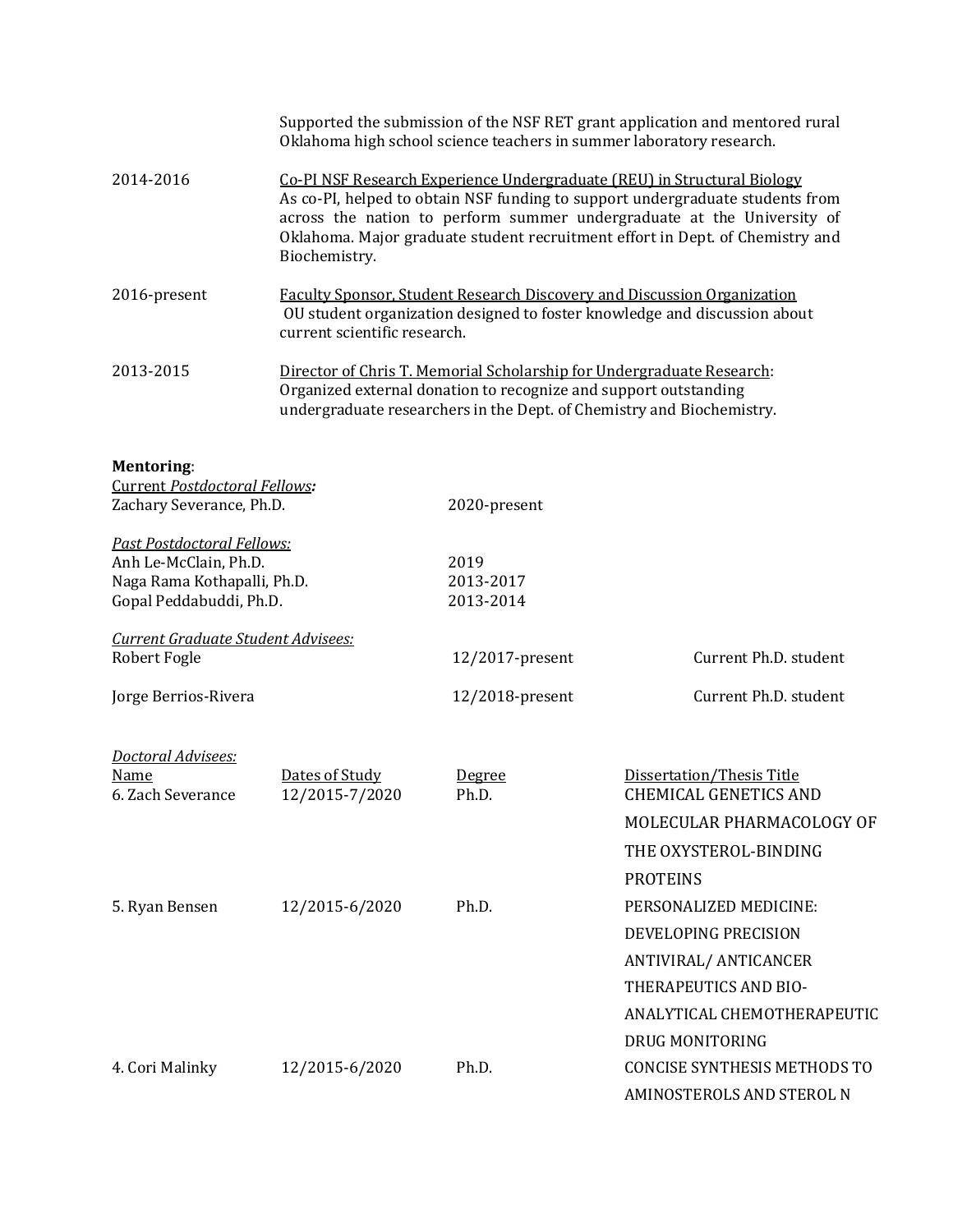| | |
|---|---|
| | Supported the submission of the NSF RET grant application and mentored rural Oklahoma high school science teachers in summer laboratory research. |
| 2014-2016 | <u>Co-PI NSF Research Experience Undergraduate (REU) in Structural Biology</u> As co-PI, helped to obtain NSF funding to support undergraduate students from across the nation to perform summer undergraduate at the University of Oklahoma. Major graduate student recruitment effort in Dept. of Chemistry and Biochemistry. |
| 2016-present | <u>Faculty Sponsor, Student Research Discovery and Discussion Organization</u> OU student organization designed to foster knowledge and discussion about current scientific research. |
| 2013-2015 | <u>Director of Chris T. Memorial Scholarship for Undergraduate Research</u>: Organized external donation to recognize and support outstanding undergraduate researchers in the Dept. of Chemistry and Biochemistry. |

**Mentoring**:

<u>Current *Postdoctoral Fellows:*</u>

| | |
|---|---|
| Zachary Severance, Ph.D. | 2020-present |

<u>*Past Postdoctoral Fellows:*</u>

| | |
|---|---|
| Anh Le-McClain, Ph.D. | 2019 |
| Naga Rama Kothapalli, Ph.D. | 2013-2017 |
| Gopal Peddabuddi, Ph.D. | 2013-2014 |

<u>*Current Graduate Student Advisees:*</u>

| | | |
|---|---|---|
| Robert Fogle | 12/2017-present | Current Ph.D. student |
| Jorge Berrios-Rivera | 12/2018-present | Current Ph.D. student |

<u>*Doctoral Advisees:*</u>

| Name | Dates of Study | Degree | Dissertation/Thesis Title |
|---|---|---|---|
| 6. Zach Severance | 12/2015-7/2020 | Ph.D. | CHEMICAL GENETICS AND MOLECULAR PHARMACOLOGY OF THE OXYSTEROL-BINDING PROTEINS |
| 5. Ryan Bensen | 12/2015-6/2020 | Ph.D. | PERSONALIZED MEDICINE: DEVELOPING PRECISION ANTIVIRAL/ ANTICANCER THERAPEUTICS AND BIO-ANALYTICAL CHEMOTHERAPEUTIC DRUG MONITORING |
| 4. Cori Malinky | 12/2015-6/2020 | Ph.D. | CONCISE SYNTHESIS METHODS TO AMINOSTEROLS AND STEROL N |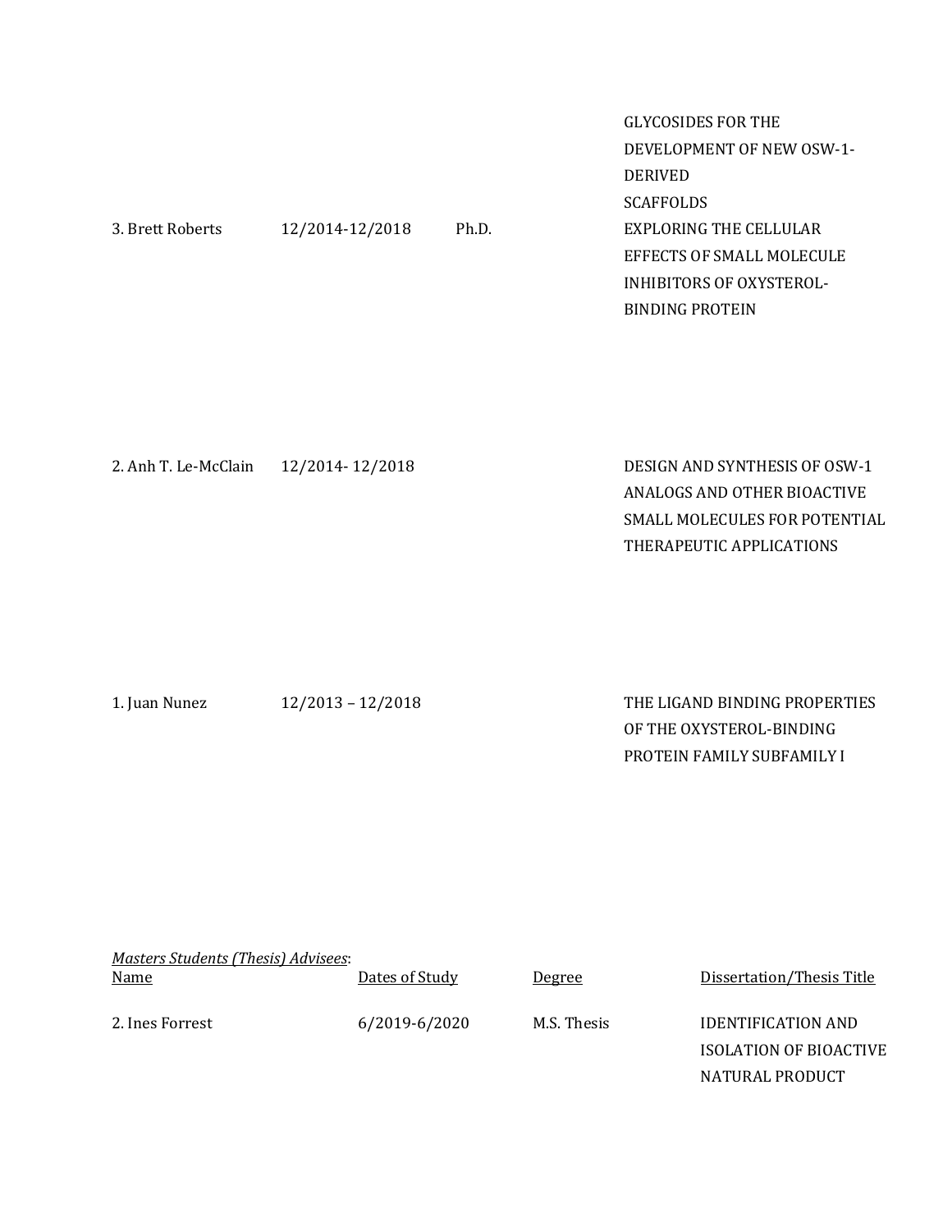| | | | |
|---|---|---|---|
| | | | GLYCOSIDES FOR THE DEVELOPMENT OF NEW OSW-1-DERIVED SCAFFOLDS |
| 3. Brett Roberts | 12/2014-12/2018 | Ph.D. | EXPLORING THE CELLULAR EFFECTS OF SMALL MOLECULE INHIBITORS OF OXYSTEROL-BINDING PROTEIN |
| 2. Anh T. Le-McClain | 12/2014- 12/2018 | | DESIGN AND SYNTHESIS OF OSW-1 ANALOGS AND OTHER BIOACTIVE SMALL MOLECULES FOR POTENTIAL THERAPEUTIC APPLICATIONS |
| 1. Juan Nunez | 12/2013 – 12/2018 | | THE LIGAND BINDING PROPERTIES OF THE OXYSTEROL-BINDING PROTEIN FAMILY SUBFAMILY I |

*Masters Students (Thesis) Advisees*:

| Name | Dates of Study | Degree | Dissertation/Thesis Title |
|---|---|---|---|
| 2. Ines Forrest | 6/2019-6/2020 | M.S. Thesis | IDENTIFICATION AND ISOLATION OF BIOACTIVE NATURAL PRODUCT |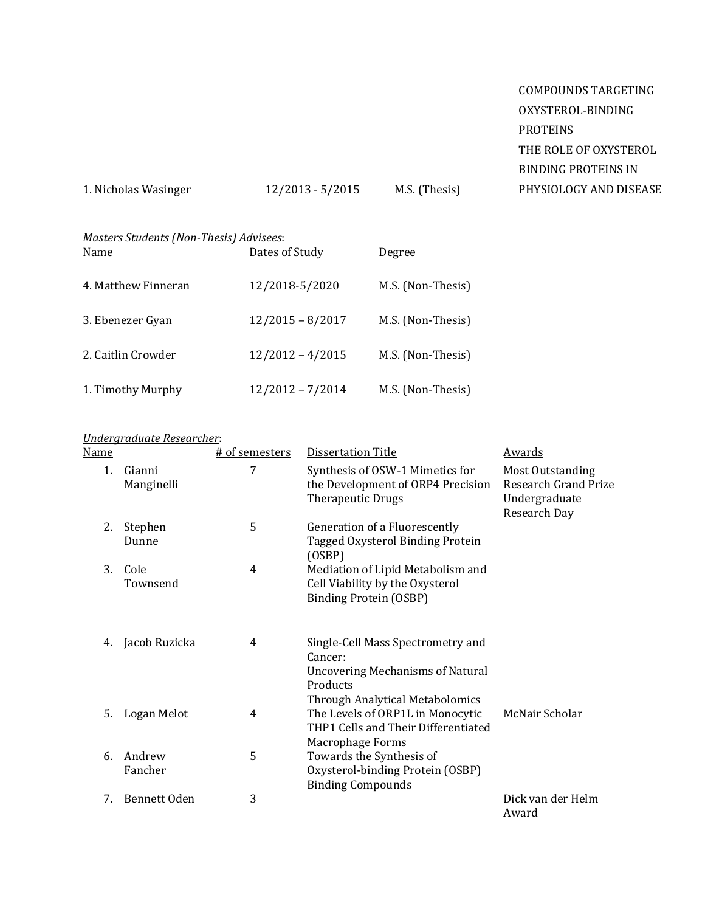| | | | |
|---|---|---|---|
| 1. Nicholas Wasinger | 12/2013 - 5/2015 | M.S. (Thesis) | COMPOUNDS TARGETING OXYSTEROL-BINDING PROTEINS THE ROLE OF OXYSTEROL BINDING PROTEINS IN PHYSIOLOGY AND DISEASE |

*Masters Students (Non-Thesis) Advisees*:

| Name | Dates of Study | Degree |
|---|---|---|
| 4. Matthew Finneran | 12/2018-5/2020 | M.S. (Non-Thesis) |
| 3. Ebenezer Gyan | 12/2015 – 8/2017 | M.S. (Non-Thesis) |
| 2. Caitlin Crowder | 12/2012 – 4/2015 | M.S. (Non-Thesis) |
| 1. Timothy Murphy | 12/2012 – 7/2014 | M.S. (Non-Thesis) |

*Undergraduate Researcher*:

| Name | # of semesters | Dissertation Title | Awards |
|---|---|---|---|
| 1. Gianni Manginelli | 7 | Synthesis of OSW-1 Mimetics for the Development of ORP4 Precision Therapeutic Drugs | Most Outstanding Research Grand Prize Undergraduate Research Day |
| 2. Stephen Dunne | 5 | Generation of a Fluorescently Tagged Oxysterol Binding Protein (OSBP) | |
| 3. Cole Townsend | 4 | Mediation of Lipid Metabolism and Cell Viability by the Oxysterol Binding Protein (OSBP) | |
| 4. Jacob Ruzicka | 4 | Single-Cell Mass Spectrometry and Cancer: Uncovering Mechanisms of Natural Products Through Analytical Metabolomics | |
| 5. Logan Melot | 4 | The Levels of ORP1L in Monocytic THP1 Cells and Their Differentiated Macrophage Forms | McNair Scholar |
| 6. Andrew Fancher | 5 | Towards the Synthesis of Oxysterol-binding Protein (OSBP) Binding Compounds | |
| 7. Bennett Oden | 3 | | Dick van der Helm Award |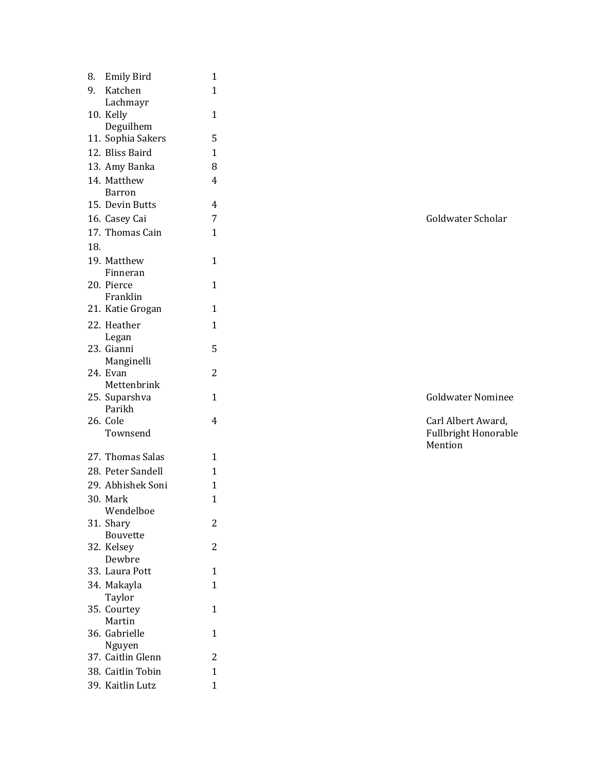| | | | |
|---|---|---|---|
| 8. | Emily Bird | 1 | |
| 9. | Katchen Lachmayr | 1 | |
| 10. | Kelly Deguilhem | 1 | |
| 11. | Sophia Sakers | 5 | |
| 12. | Bliss Baird | 1 | |
| 13. | Amy Banka | 8 | |
| 14. | Matthew Barron | 4 | |
| 15. | Devin Butts | 4 | |
| 16. | Casey Cai | 7 | Goldwater Scholar |
| 17. | Thomas Cain | 1 | |
| 18. | | | |
| 19. | Matthew Finneran | 1 | |
| 20. | Pierce Franklin | 1 | |
| 21. | Katie Grogan | 1 | |
| 22. | Heather Legan | 1 | |
| 23. | Gianni Manginelli | 5 | |
| 24. | Evan Mettenbrink | 2 | |
| 25. | Suparshva Parikh | 1 | Goldwater Nominee |
| 26. | Cole Townsend | 4 | Carl Albert Award, Fullbright Honorable Mention |
| 27. | Thomas Salas | 1 | |
| 28. | Peter Sandell | 1 | |
| 29. | Abhishek Soni | 1 | |
| 30. | Mark Wendelboe | 1 | |
| 31. | Shary Bouvette | 2 | |
| 32. | Kelsey Dewbre | 2 | |
| 33. | Laura Pott | 1 | |
| 34. | Makayla Taylor | 1 | |
| 35. | Courtey Martin | 1 | |
| 36. | Gabrielle Nguyen | 1 | |
| 37. | Caitlin Glenn | 2 | |
| 38. | Caitlin Tobin | 1 | |
| 39. | Kaitlin Lutz | 1 | |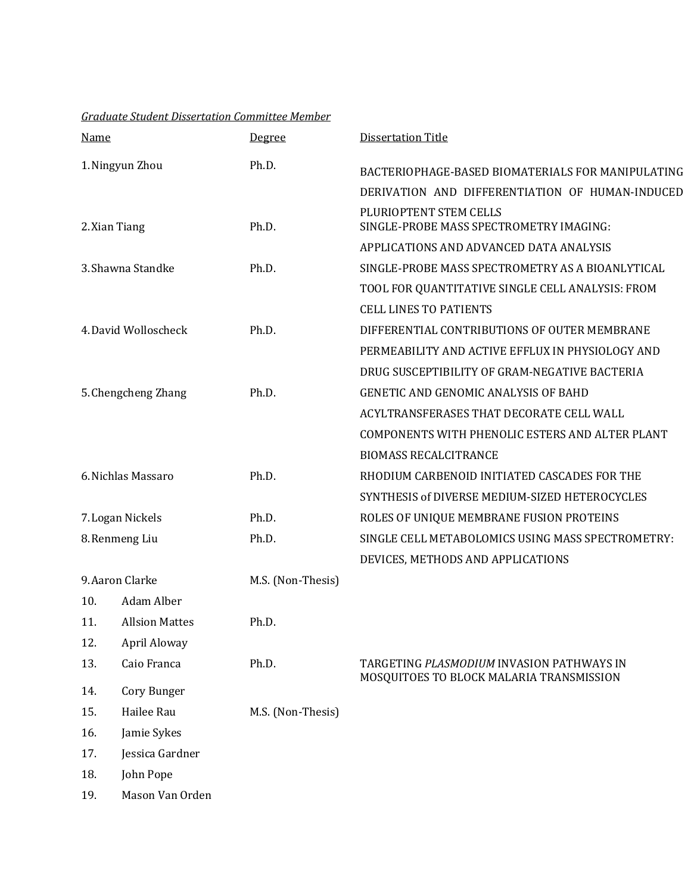*Graduate Student Dissertation Committee Member*

| Name | Degree | Dissertation Title |
|---|---|---|
| 1. Ningyun Zhou | Ph.D. | BACTERIOPHAGE-BASED BIOMATERIALS FOR MANIPULATING DERIVATION AND DIFFERENTIATION OF HUMAN-INDUCED PLURIOPTENT STEM CELLS |
| 2. Xian Tiang | Ph.D. | SINGLE-PROBE MASS SPECTROMETRY IMAGING: APPLICATIONS AND ADVANCED DATA ANALYSIS |
| 3. Shawna Standke | Ph.D. | SINGLE-PROBE MASS SPECTROMETRY AS A BIOANLYTICAL TOOL FOR QUANTITATIVE SINGLE CELL ANALYSIS: FROM CELL LINES TO PATIENTS |
| 4. David Wolloscheck | Ph.D. | DIFFERENTIAL CONTRIBUTIONS OF OUTER MEMBRANE PERMEABILITY AND ACTIVE EFFLUX IN PHYSIOLOGY AND DRUG SUSCEPTIBILITY OF GRAM-NEGATIVE BACTERIA |
| 5. Chengcheng Zhang | Ph.D. | GENETIC AND GENOMIC ANALYSIS OF BAHD ACYLTRANSFERASES THAT DECORATE CELL WALL COMPONENTS WITH PHENOLIC ESTERS AND ALTER PLANT BIOMASS RECALCITRANCE |
| 6. Nichlas Massaro | Ph.D. | RHODIUM CARBENOID INITIATED CASCADES FOR THE SYNTHESIS of DIVERSE MEDIUM-SIZED HETEROCYCLES |
| 7. Logan Nickels | Ph.D. | ROLES OF UNIQUE MEMBRANE FUSION PROTEINS |
| 8. Renmeng Liu | Ph.D. | SINGLE CELL METABOLOMICS USING MASS SPECTROMETRY: DEVICES, METHODS AND APPLICATIONS |
| 9. Aaron Clarke | M.S. (Non-Thesis) | |
| 10. Adam Alber | | |
| 11. Allsion Mattes | Ph.D. | |
| 12. April Aloway | | |
| 13. Caio Franca | Ph.D. | TARGETING *PLASMODIUM* INVASION PATHWAYS IN MOSQUITOES TO BLOCK MALARIA TRANSMISSION |
| 14. Cory Bunger | | |
| 15. Hailee Rau | M.S. (Non-Thesis) | |
| 16. Jamie Sykes | | |
| 17. Jessica Gardner | | |
| 18. John Pope | | |
| 19. Mason Van Orden | | |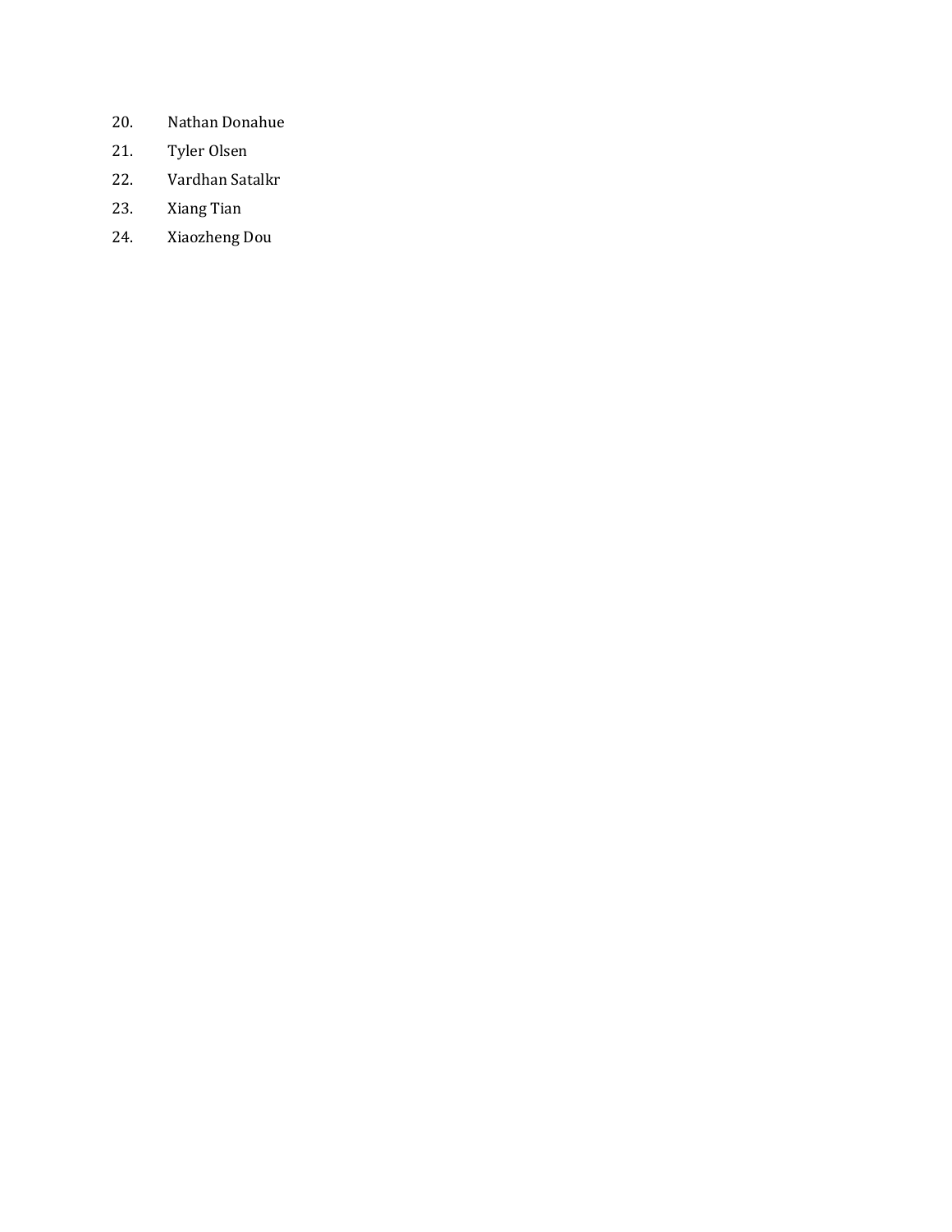20. Nathan Donahue
21. Tyler Olsen
22. Vardhan Satalkr
23. Xiang Tian
24. Xiaozheng Dou